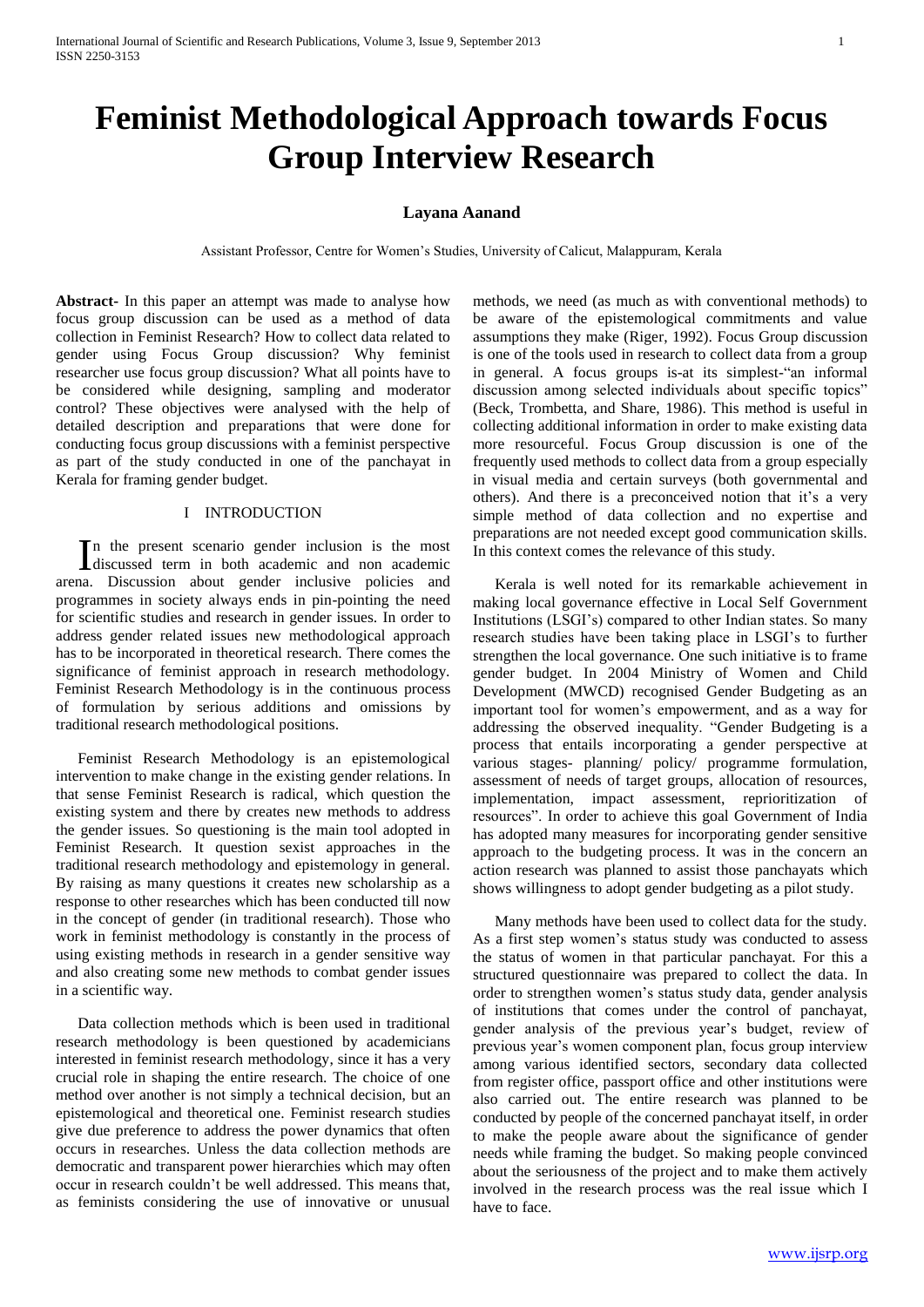# Feminist Methodological Approach towards Focus Group Interview Research

**Layana Aanand**

Assistant Professor, Centre for Women's Studies, University of Calicut, Malappuram, Kerala

**Abstract-** In this paper an attempt was made to analyse how focus group discussion can be used as a method of data collection in Feminist Research? How to collect data related to gender using Focus Group discussion? Why feminist researcher use focus group discussion? What all points have to be considered while designing, sampling and moderator control? These objectives were analysed with the help of detailed description and preparations that were done for conducting focus group discussions with a feminist perspective as part of the study conducted in one of the panchayat in Kerala for framing gender budget.

## I INTRODUCTION

In the present scenario gender inclusion is the most discussed term in both academic and non academic arena. Discussion about gender inclusive policies and programmes in society always ends in pin-pointing the need for scientific studies and research in gender issues. In order to address gender related issues new methodological approach has to be incorporated in theoretical research. There comes the significance of feminist approach in research methodology. Feminist Research Methodology is in the continuous process of formulation by serious additions and omissions by traditional research methodological positions.

Feminist Research Methodology is an epistemological intervention to make change in the existing gender relations. In that sense Feminist Research is radical, which question the existing system and there by creates new methods to address the gender issues. So questioning is the main tool adopted in Feminist Research. It question sexist approaches in the traditional research methodology and epistemology in general. By raising as many questions it creates new scholarship as a response to other researches which has been conducted till now in the concept of gender (in traditional research). Those who work in feminist methodology is constantly in the process of using existing methods in research in a gender sensitive way and also creating some new methods to combat gender issues in a scientific way.

Data collection methods which is been used in traditional research methodology is been questioned by academicians interested in feminist research methodology, since it has a very crucial role in shaping the entire research. The choice of one method over another is not simply a technical decision, but an epistemological and theoretical one. Feminist research studies give due preference to address the power dynamics that often occurs in researches. Unless the data collection methods are democratic and transparent power hierarchies which may often occur in research couldn't be well addressed. This means that, as feminists considering the use of innovative or unusual methods, we need (as much as with conventional methods) to be aware of the epistemological commitments and value assumptions they make (Riger, 1992). Focus Group discussion is one of the tools used in research to collect data from a group in general. A focus groups is-at its simplest-"an informal discussion among selected individuals about specific topics" (Beck, Trombetta, and Share, 1986). This method is useful in collecting additional information in order to make existing data more resourceful. Focus Group discussion is one of the frequently used methods to collect data from a group especially in visual media and certain surveys (both governmental and others). And there is a preconceived notion that it's a very simple method of data collection and no expertise and preparations are not needed except good communication skills. In this context comes the relevance of this study.

Kerala is well noted for its remarkable achievement in making local governance effective in Local Self Government Institutions (LSGI's) compared to other Indian states. So many research studies have been taking place in LSGI's to further strengthen the local governance. One such initiative is to frame gender budget. In 2004 Ministry of Women and Child Development (MWCD) recognised Gender Budgeting as an important tool for women's empowerment, and as a way for addressing the observed inequality. "Gender Budgeting is a process that entails incorporating a gender perspective at various stages- planning/ policy/ programme formulation, assessment of needs of target groups, allocation of resources, implementation, impact assessment, reprioritization of resources". In order to achieve this goal Government of India has adopted many measures for incorporating gender sensitive approach to the budgeting process. It was in the concern an action research was planned to assist those panchayats which shows willingness to adopt gender budgeting as a pilot study.

Many methods have been used to collect data for the study. As a first step women's status study was conducted to assess the status of women in that particular panchayat. For this a structured questionnaire was prepared to collect the data. In order to strengthen women's status study data, gender analysis of institutions that comes under the control of panchayat, gender analysis of the previous year's budget, review of previous year's women component plan, focus group interview among various identified sectors, secondary data collected from register office, passport office and other institutions were also carried out. The entire research was planned to be conducted by people of the concerned panchayat itself, in order to make the people aware about the significance of gender needs while framing the budget. So making people convinced about the seriousness of the project and to make them actively involved in the research process was the real issue which I have to face.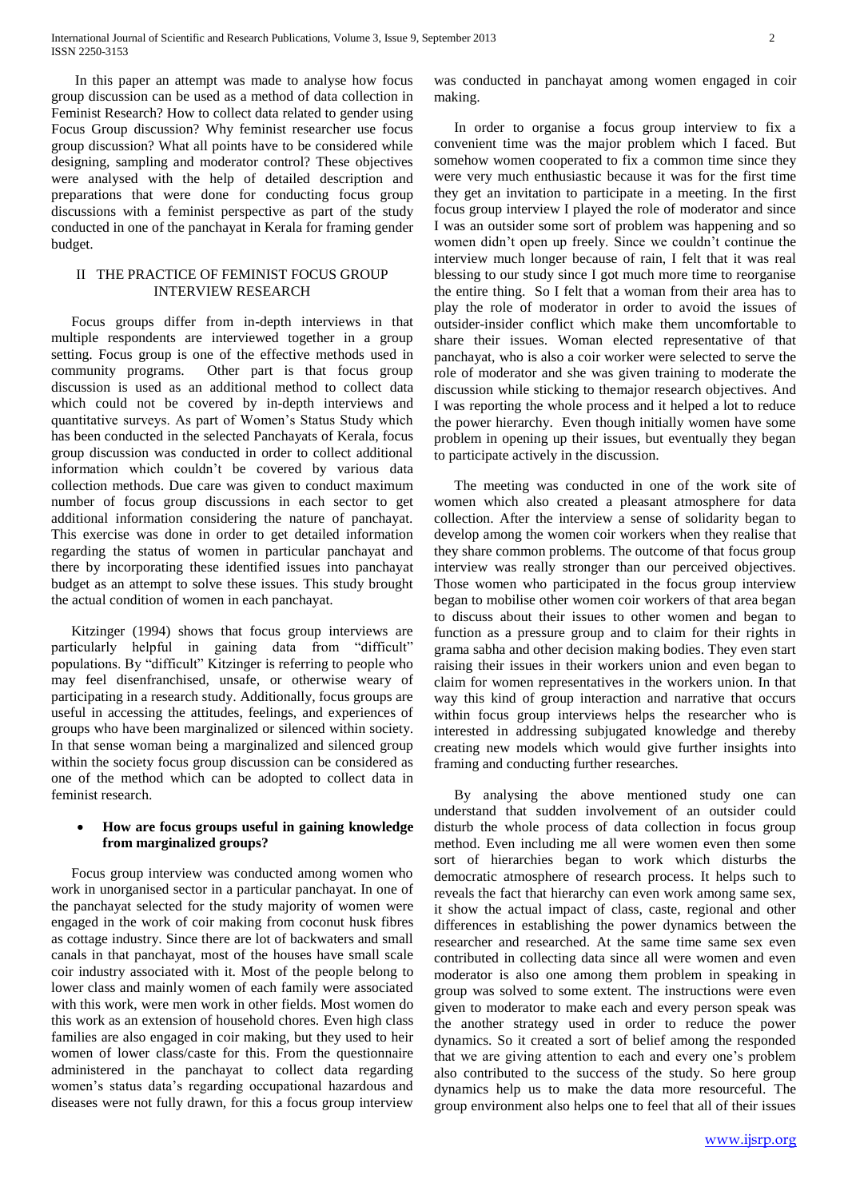In this paper an attempt was made to analyse how focus group discussion can be used as a method of data collection in Feminist Research? How to collect data related to gender using Focus Group discussion? Why feminist researcher use focus group discussion? What all points have to be considered while designing, sampling and moderator control? These objectives were analysed with the help of detailed description and preparations that were done for conducting focus group discussions with a feminist perspective as part of the study conducted in one of the panchayat in Kerala for framing gender budget.

## II THE PRACTICE OF FEMINIST FOCUS GROUP INTERVIEW RESEARCH

Focus groups differ from in-depth interviews in that multiple respondents are interviewed together in a group setting. Focus group is one of the effective methods used in community programs. Other part is that focus group discussion is used as an additional method to collect data which could not be covered by in-depth interviews and quantitative surveys. As part of Women's Status Study which has been conducted in the selected Panchayats of Kerala, focus group discussion was conducted in order to collect additional information which couldn't be covered by various data collection methods. Due care was given to conduct maximum number of focus group discussions in each sector to get additional information considering the nature of panchayat. This exercise was done in order to get detailed information regarding the status of women in particular panchayat and there by incorporating these identified issues into panchayat budget as an attempt to solve these issues. This study brought the actual condition of women in each panchayat.

Kitzinger (1994) shows that focus group interviews are particularly helpful in gaining data from "difficult" populations. By "difficult" Kitzinger is referring to people who may feel disenfranchised, unsafe, or otherwise weary of participating in a research study. Additionally, focus groups are useful in accessing the attitudes, feelings, and experiences of groups who have been marginalized or silenced within society. In that sense woman being a marginalized and silenced group within the society focus group discussion can be considered as one of the method which can be adopted to collect data in feminist research.

- **How are focus groups useful in gaining knowledge from marginalized groups?**

Focus group interview was conducted among women who work in unorganised sector in a particular panchayat. In one of the panchayat selected for the study majority of women were engaged in the work of coir making from coconut husk fibres as cottage industry. Since there are lot of backwaters and small canals in that panchayat, most of the houses have small scale coir industry associated with it. Most of the people belong to lower class and mainly women of each family were associated with this work, were men work in other fields. Most women do this work as an extension of household chores. Even high class families are also engaged in coir making, but they used to heir women of lower class/caste for this. From the questionnaire administered in the panchayat to collect data regarding women's status data's regarding occupational hazardous and diseases were not fully drawn, for this a focus group interview was conducted in panchayat among women engaged in coir making.

In order to organise a focus group interview to fix a convenient time was the major problem which I faced. But somehow women cooperated to fix a common time since they were very much enthusiastic because it was for the first time they get an invitation to participate in a meeting. In the first focus group interview I played the role of moderator and since I was an outsider some sort of problem was happening and so women didn't open up freely. Since we couldn't continue the interview much longer because of rain, I felt that it was real blessing to our study since I got much more time to reorganise the entire thing. So I felt that a woman from their area has to play the role of moderator in order to avoid the issues of outsider-insider conflict which make them uncomfortable to share their issues. Woman elected representative of that panchayat, who is also a coir worker were selected to serve the role of moderator and she was given training to moderate the discussion while sticking to themajor research objectives. And I was reporting the whole process and it helped a lot to reduce the power hierarchy. Even though initially women have some problem in opening up their issues, but eventually they began to participate actively in the discussion.

The meeting was conducted in one of the work site of women which also created a pleasant atmosphere for data collection. After the interview a sense of solidarity began to develop among the women coir workers when they realise that they share common problems. The outcome of that focus group interview was really stronger than our perceived objectives. Those women who participated in the focus group interview began to mobilise other women coir workers of that area began to discuss about their issues to other women and began to function as a pressure group and to claim for their rights in grama sabha and other decision making bodies. They even start raising their issues in their workers union and even began to claim for women representatives in the workers union. In that way this kind of group interaction and narrative that occurs within focus group interviews helps the researcher who is interested in addressing subjugated knowledge and thereby creating new models which would give further insights into framing and conducting further researches.

By analysing the above mentioned study one can understand that sudden involvement of an outsider could disturb the whole process of data collection in focus group method. Even including me all were women even then some sort of hierarchies began to work which disturbs the democratic atmosphere of research process. It helps such to reveals the fact that hierarchy can even work among same sex, it show the actual impact of class, caste, regional and other differences in establishing the power dynamics between the researcher and researched. At the same time same sex even contributed in collecting data since all were women and even moderator is also one among them problem in speaking in group was solved to some extent. The instructions were even given to moderator to make each and every person speak was the another strategy used in order to reduce the power dynamics. So it created a sort of belief among the responded that we are giving attention to each and every one's problem also contributed to the success of the study. So here group dynamics help us to make the data more resourceful. The group environment also helps one to feel that all of their issues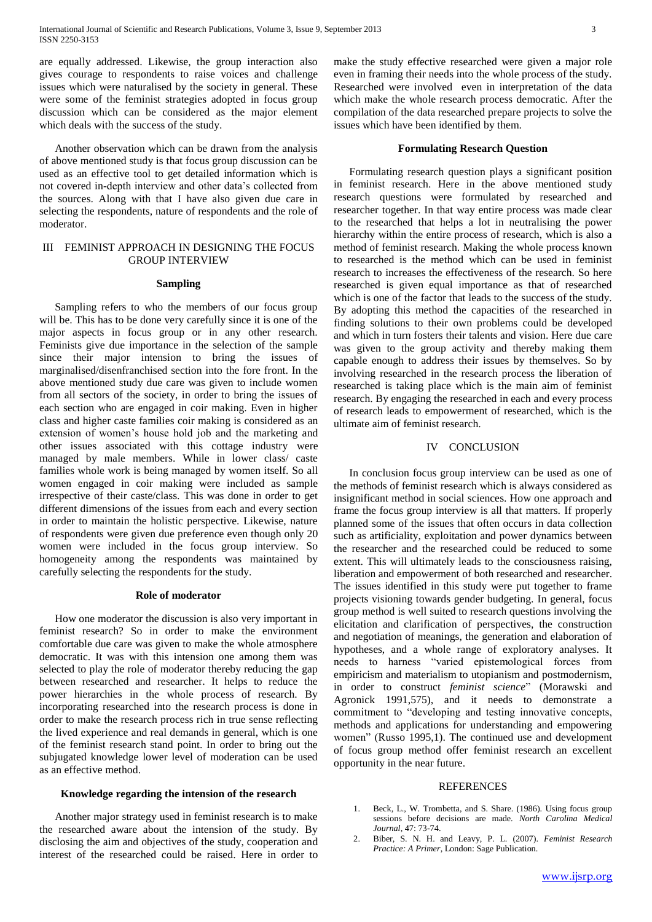are equally addressed. Likewise, the group interaction also gives courage to respondents to raise voices and challenge issues which were naturalised by the society in general. These were some of the feminist strategies adopted in focus group discussion which can be considered as the major element which deals with the success of the study.

Another observation which can be drawn from the analysis of above mentioned study is that focus group discussion can be used as an effective tool to get detailed information which is not covered in-depth interview and other data's collected from the sources. Along with that I have also given due care in selecting the respondents, nature of respondents and the role of moderator.

## III FEMINIST APPROACH IN DESIGNING THE FOCUS GROUP INTERVIEW

### Sampling

Sampling refers to who the members of our focus group will be. This has to be done very carefully since it is one of the major aspects in focus group or in any other research. Feminists give due importance in the selection of the sample since their major intension to bring the issues of marginalised/disenfranchised section into the fore front. In the above mentioned study due care was given to include women from all sectors of the society, in order to bring the issues of each section who are engaged in coir making. Even in higher class and higher caste families coir making is considered as an extension of women's house hold job and the marketing and other issues associated with this cottage industry were managed by male members. While in lower class/ caste families whole work is being managed by women itself. So all women engaged in coir making were included as sample irrespective of their caste/class. This was done in order to get different dimensions of the issues from each and every section in order to maintain the holistic perspective. Likewise, nature of respondents were given due preference even though only 20 women were included in the focus group interview. So homogeneity among the respondents was maintained by carefully selecting the respondents for the study.

### Role of moderator

How one moderator the discussion is also very important in feminist research? So in order to make the environment comfortable due care was given to make the whole atmosphere democratic. It was with this intension one among them was selected to play the role of moderator thereby reducing the gap between researched and researcher. It helps to reduce the power hierarchies in the whole process of research. By incorporating researched into the research process is done in order to make the research process rich in true sense reflecting the lived experience and real demands in general, which is one of the feminist research stand point. In order to bring out the subjugated knowledge lower level of moderation can be used as an effective method.

### Knowledge regarding the intension of the research

Another major strategy used in feminist research is to make the researched aware about the intension of the study. By disclosing the aim and objectives of the study, cooperation and interest of the researched could be raised. Here in order to make the study effective researched were given a major role even in framing their needs into the whole process of the study. Researched were involved even in interpretation of the data which make the whole research process democratic. After the compilation of the data researched prepare projects to solve the issues which have been identified by them.

### Formulating Research Question

Formulating research question plays a significant position in feminist research. Here in the above mentioned study research questions were formulated by researched and researcher together. In that way entire process was made clear to the researched that helps a lot in neutralising the power hierarchy within the entire process of research, which is also a method of feminist research. Making the whole process known to researched is the method which can be used in feminist research to increases the effectiveness of the research. So here researched is given equal importance as that of researched which is one of the factor that leads to the success of the study. By adopting this method the capacities of the researched in finding solutions to their own problems could be developed and which in turn fosters their talents and vision. Here due care was given to the group activity and thereby making them capable enough to address their issues by themselves. So by involving researched in the research process the liberation of researched is taking place which is the main aim of feminist research. By engaging the researched in each and every process of research leads to empowerment of researched, which is the ultimate aim of feminist research.

## IV CONCLUSION

In conclusion focus group interview can be used as one of the methods of feminist research which is always considered as insignificant method in social sciences. How one approach and frame the focus group interview is all that matters. If properly planned some of the issues that often occurs in data collection such as artificiality, exploitation and power dynamics between the researcher and the researched could be reduced to some extent. This will ultimately leads to the consciousness raising, liberation and empowerment of both researched and researcher. The issues identified in this study were put together to frame projects visioning towards gender budgeting. In general, focus group method is well suited to research questions involving the elicitation and clarification of perspectives, the construction and negotiation of meanings, the generation and elaboration of hypotheses, and a whole range of exploratory analyses. It needs to harness "varied epistemological forces from empiricism and materialism to utopianism and postmodernism, in order to construct *feminist science*" (Morawski and Agronick 1991,575), and it needs to demonstrate a commitment to "developing and testing innovative concepts, methods and applications for understanding and empowering women" (Russo 1995,1). The continued use and development of focus group method offer feminist research an excellent opportunity in the near future.

## REFERENCES

1. Beck, L., W. Trombetta, and S. Share. (1986). Using focus group sessions before decisions are made. *North Carolina Medical Journal*, 47: 73-74.
2. Biber, S. N. H. and Leavy, P. L. (2007). *Feminist Research Practice: A Primer*, London: Sage Publication.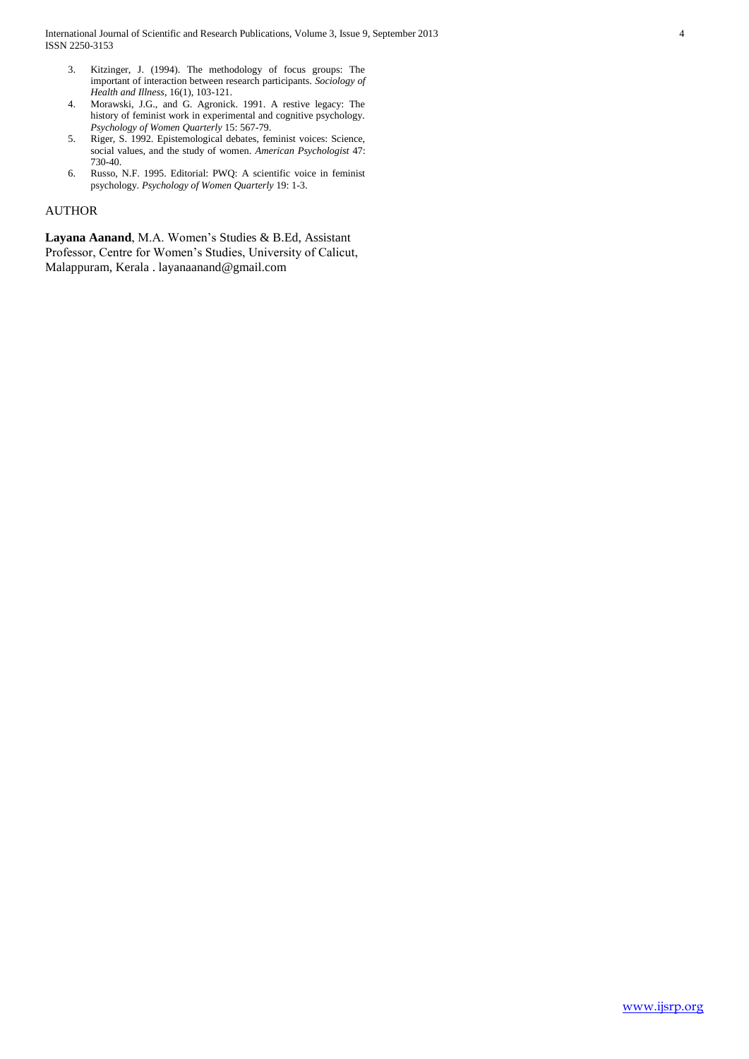3. Kitzinger, J. (1994). The methodology of focus groups: The important of interaction between research participants. *Sociology of Health and Illness*, 16(1), 103-121.
4. Morawski, J.G., and G. Agronick. 1991. A restive legacy: The history of feminist work in experimental and cognitive psychology. *Psychology of Women Quarterly* 15: 567-79.
5. Riger, S. 1992. Epistemological debates, feminist voices: Science, social values, and the study of women. *American Psychologist* 47: 730-40.
6. Russo, N.F. 1995. Editorial: PWQ: A scientific voice in feminist psychology. *Psychology of Women Quarterly* 19: 1-3.

## AUTHOR

**Layana Aanand**, M.A. Women's Studies & B.Ed, Assistant Professor, Centre for Women's Studies, University of Calicut, Malappuram, Kerala . layanaanand@gmail.com